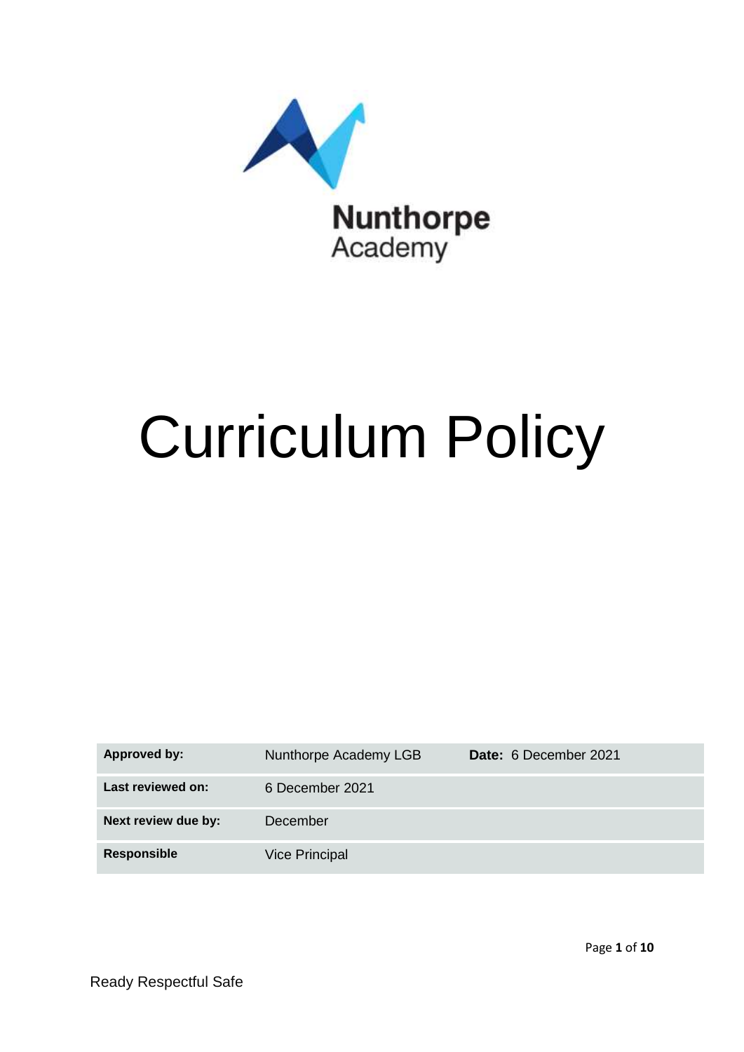Nunthorpe Academy

# Curriculum Policy

| Approved by: | Nunthorpe Academy LGB | Date: 6 December 2021 |
|---|---|---|
| Last reviewed on: | 6 December 2021 | |
| Next review due by: | December | |
| Responsible | Vice Principal | |

Ready Respectful Safe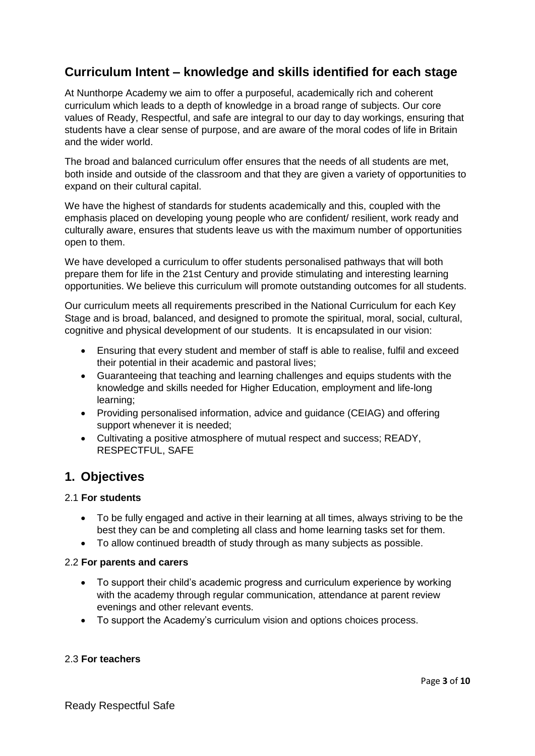## Curriculum Intent – knowledge and skills identified for each stage

At Nunthorpe Academy we aim to offer a purposeful, academically rich and coherent curriculum which leads to a depth of knowledge in a broad range of subjects. Our core values of Ready, Respectful, and safe are integral to our day to day workings, ensuring that students have a clear sense of purpose, and are aware of the moral codes of life in Britain and the wider world.

The broad and balanced curriculum offer ensures that the needs of all students are met, both inside and outside of the classroom and that they are given a variety of opportunities to expand on their cultural capital.

We have the highest of standards for students academically and this, coupled with the emphasis placed on developing young people who are confident/ resilient, work ready and culturally aware, ensures that students leave us with the maximum number of opportunities open to them.

We have developed a curriculum to offer students personalised pathways that will both prepare them for life in the 21st Century and provide stimulating and interesting learning opportunities. We believe this curriculum will promote outstanding outcomes for all students.

Our curriculum meets all requirements prescribed in the National Curriculum for each Key Stage and is broad, balanced, and designed to promote the spiritual, moral, social, cultural, cognitive and physical development of our students. It is encapsulated in our vision:

- Ensuring that every student and member of staff is able to realise, fulfil and exceed their potential in their academic and pastoral lives;
- Guaranteeing that teaching and learning challenges and equips students with the knowledge and skills needed for Higher Education, employment and life-long learning;
- Providing personalised information, advice and guidance (CEIAG) and offering support whenever it is needed;
- Cultivating a positive atmosphere of mutual respect and success; READY, RESPECTFUL, SAFE

## 1. Objectives

### 2.1 **For students**

- To be fully engaged and active in their learning at all times, always striving to be the best they can be and completing all class and home learning tasks set for them.
- To allow continued breadth of study through as many subjects as possible.

### 2.2 **For parents and carers**

- To support their child's academic progress and curriculum experience by working with the academy through regular communication, attendance at parent review evenings and other relevant events.
- To support the Academy's curriculum vision and options choices process.

### 2.3 **For teachers**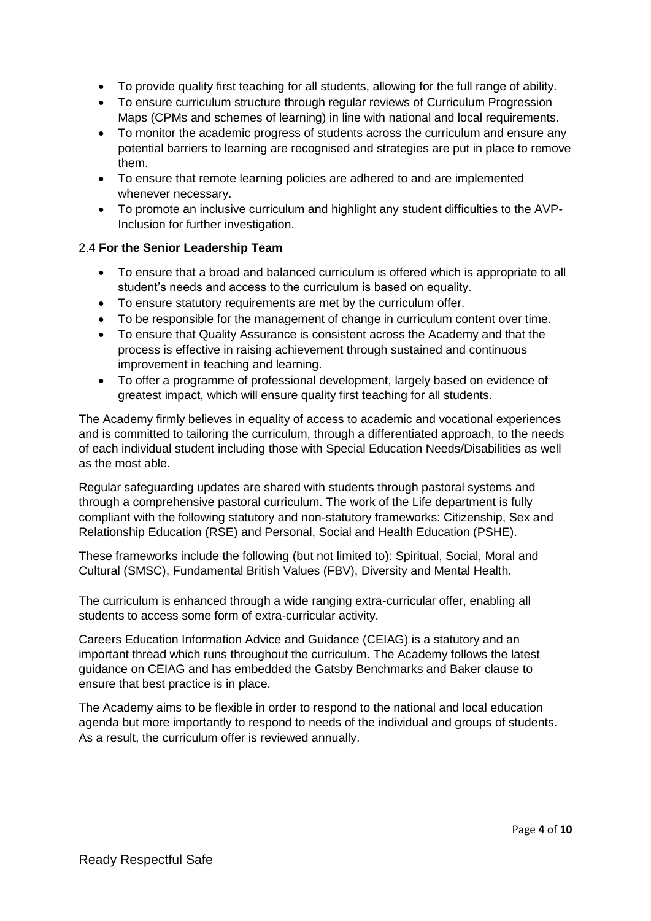- To provide quality first teaching for all students, allowing for the full range of ability.
- To ensure curriculum structure through regular reviews of Curriculum Progression Maps (CPMs and schemes of learning) in line with national and local requirements.
- To monitor the academic progress of students across the curriculum and ensure any potential barriers to learning are recognised and strategies are put in place to remove them.
- To ensure that remote learning policies are adhered to and are implemented whenever necessary.
- To promote an inclusive curriculum and highlight any student difficulties to the AVP-Inclusion for further investigation.

### 2.4 **For the Senior Leadership Team**

- To ensure that a broad and balanced curriculum is offered which is appropriate to all student's needs and access to the curriculum is based on equality.
- To ensure statutory requirements are met by the curriculum offer.
- To be responsible for the management of change in curriculum content over time.
- To ensure that Quality Assurance is consistent across the Academy and that the process is effective in raising achievement through sustained and continuous improvement in teaching and learning.
- To offer a programme of professional development, largely based on evidence of greatest impact, which will ensure quality first teaching for all students.

The Academy firmly believes in equality of access to academic and vocational experiences and is committed to tailoring the curriculum, through a differentiated approach, to the needs of each individual student including those with Special Education Needs/Disabilities as well as the most able.

Regular safeguarding updates are shared with students through pastoral systems and through a comprehensive pastoral curriculum. The work of the Life department is fully compliant with the following statutory and non-statutory frameworks: Citizenship, Sex and Relationship Education (RSE) and Personal, Social and Health Education (PSHE).

These frameworks include the following (but not limited to): Spiritual, Social, Moral and Cultural (SMSC), Fundamental British Values (FBV), Diversity and Mental Health.

The curriculum is enhanced through a wide ranging extra-curricular offer, enabling all students to access some form of extra-curricular activity.

Careers Education Information Advice and Guidance (CEIAG) is a statutory and an important thread which runs throughout the curriculum. The Academy follows the latest guidance on CEIAG and has embedded the Gatsby Benchmarks and Baker clause to ensure that best practice is in place.

The Academy aims to be flexible in order to respond to the national and local education agenda but more importantly to respond to needs of the individual and groups of students. As a result, the curriculum offer is reviewed annually.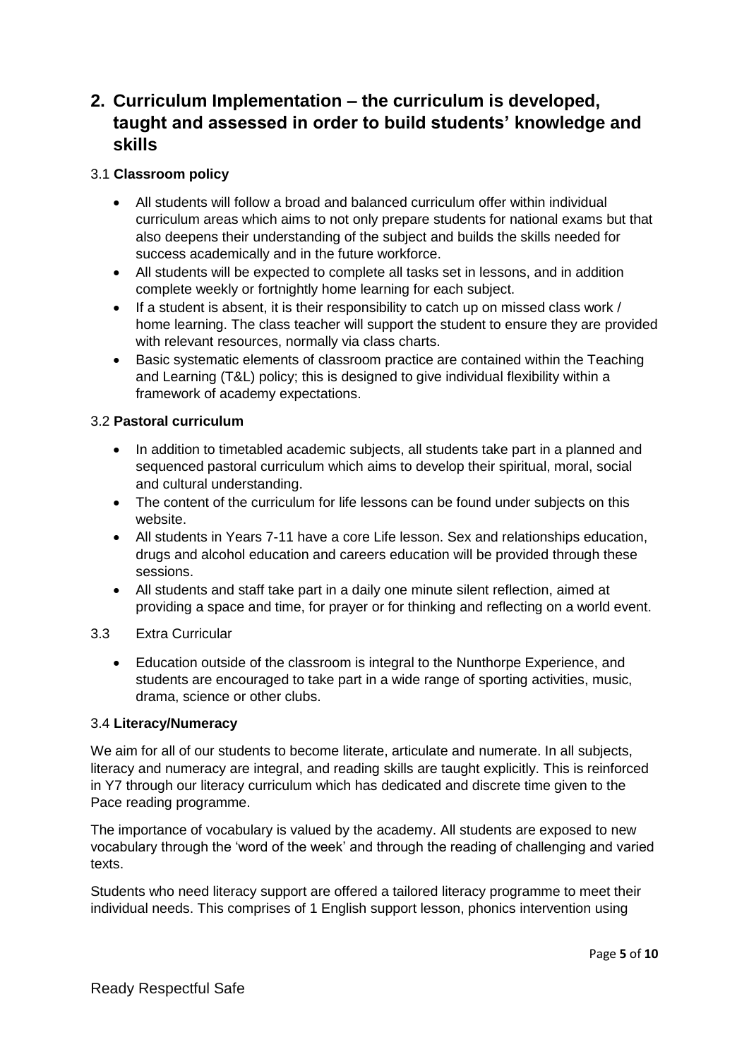## 2. Curriculum Implementation – the curriculum is developed, taught and assessed in order to build students' knowledge and skills

### 3.1 **Classroom policy**

- All students will follow a broad and balanced curriculum offer within individual curriculum areas which aims to not only prepare students for national exams but that also deepens their understanding of the subject and builds the skills needed for success academically and in the future workforce.
- All students will be expected to complete all tasks set in lessons, and in addition complete weekly or fortnightly home learning for each subject.
- If a student is absent, it is their responsibility to catch up on missed class work / home learning. The class teacher will support the student to ensure they are provided with relevant resources, normally via class charts.
- Basic systematic elements of classroom practice are contained within the Teaching and Learning (T&L) policy; this is designed to give individual flexibility within a framework of academy expectations.

### 3.2 **Pastoral curriculum**

- In addition to timetabled academic subjects, all students take part in a planned and sequenced pastoral curriculum which aims to develop their spiritual, moral, social and cultural understanding.
- The content of the curriculum for life lessons can be found under subjects on this website.
- All students in Years 7-11 have a core Life lesson. Sex and relationships education, drugs and alcohol education and careers education will be provided through these sessions.
- All students and staff take part in a daily one minute silent reflection, aimed at providing a space and time, for prayer or for thinking and reflecting on a world event.

### 3.3 Extra Curricular

- Education outside of the classroom is integral to the Nunthorpe Experience, and students are encouraged to take part in a wide range of sporting activities, music, drama, science or other clubs.

### 3.4 **Literacy/Numeracy**

We aim for all of our students to become literate, articulate and numerate. In all subjects, literacy and numeracy are integral, and reading skills are taught explicitly. This is reinforced in Y7 through our literacy curriculum which has dedicated and discrete time given to the Pace reading programme.

The importance of vocabulary is valued by the academy. All students are exposed to new vocabulary through the 'word of the week' and through the reading of challenging and varied texts.

Students who need literacy support are offered a tailored literacy programme to meet their individual needs. This comprises of 1 English support lesson, phonics intervention using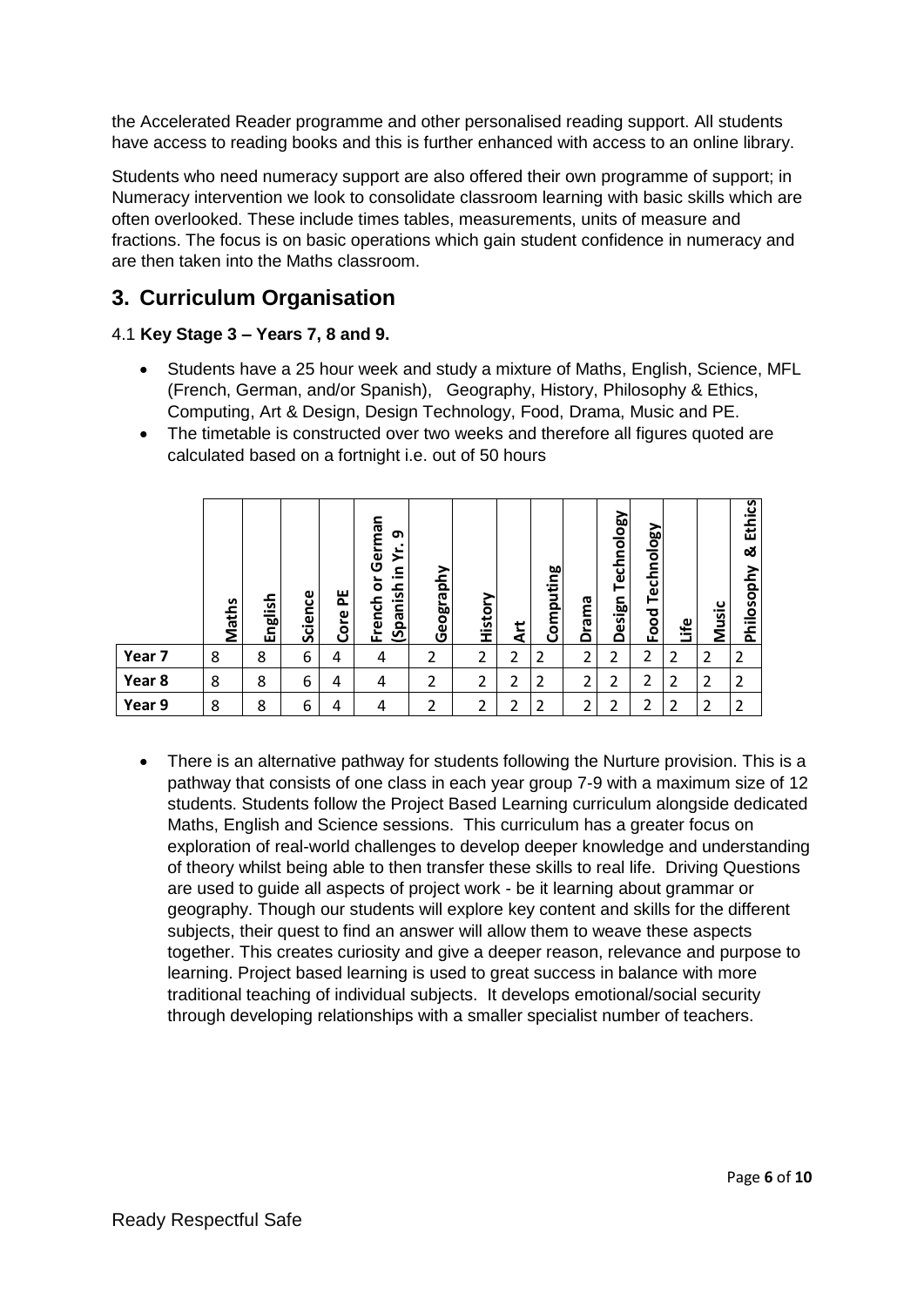the Accelerated Reader programme and other personalised reading support. All students have access to reading books and this is further enhanced with access to an online library.

Students who need numeracy support are also offered their own programme of support; in Numeracy intervention we look to consolidate classroom learning with basic skills which are often overlooked. These include times tables, measurements, units of measure and fractions. The focus is on basic operations which gain student confidence in numeracy and are then taken into the Maths classroom.

## 3. Curriculum Organisation

4.1 **Key Stage 3 – Years 7, 8 and 9.**

- Students have a 25 hour week and study a mixture of Maths, English, Science, MFL (French, German, and/or Spanish), Geography, History, Philosophy & Ethics, Computing, Art & Design, Design Technology, Food, Drama, Music and PE.
- The timetable is constructed over two weeks and therefore all figures quoted are calculated based on a fortnight i.e. out of 50 hours

| | Maths | English | Science | Core PE | French or German (Spanish in Yr. 9 | Geography | History | Art | Computing | Drama | Design Technology | Food Technology | Life | Music | Philosophy & Ethics |
|---|---|---|---|---|---|---|---|---|---|---|---|---|---|---|---|
| **Year 7** | 8 | 8 | 6 | 4 | 4 | 2 | 2 | 2 | 2 | 2 | 2 | 2 | 2 | 2 | 2 |
| **Year 8** | 8 | 8 | 6 | 4 | 4 | 2 | 2 | 2 | 2 | 2 | 2 | 2 | 2 | 2 | 2 |
| **Year 9** | 8 | 8 | 6 | 4 | 4 | 2 | 2 | 2 | 2 | 2 | 2 | 2 | 2 | 2 | 2 |

- There is an alternative pathway for students following the Nurture provision. This is a pathway that consists of one class in each year group 7-9 with a maximum size of 12 students. Students follow the Project Based Learning curriculum alongside dedicated Maths, English and Science sessions. This curriculum has a greater focus on exploration of real-world challenges to develop deeper knowledge and understanding of theory whilst being able to then transfer these skills to real life. Driving Questions are used to guide all aspects of project work - be it learning about grammar or geography. Though our students will explore key content and skills for the different subjects, their quest to find an answer will allow them to weave these aspects together. This creates curiosity and give a deeper reason, relevance and purpose to learning. Project based learning is used to great success in balance with more traditional teaching of individual subjects. It develops emotional/social security through developing relationships with a smaller specialist number of teachers.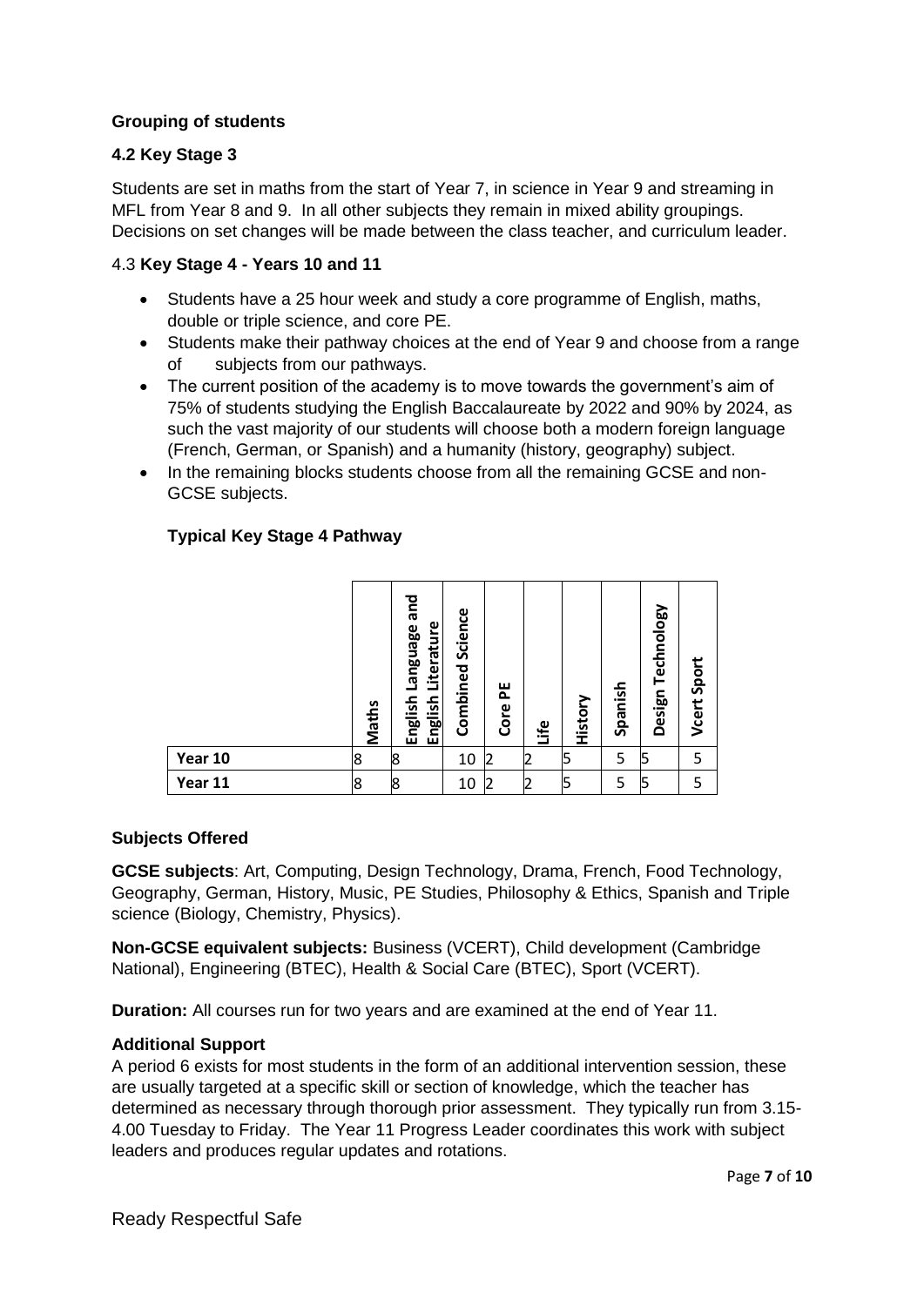**Grouping of students**

**4.2 Key Stage 3**

Students are set in maths from the start of Year 7, in science in Year 9 and streaming in MFL from Year 8 and 9. In all other subjects they remain in mixed ability groupings. Decisions on set changes will be made between the class teacher, and curriculum leader.

4.3 **Key Stage 4 - Years 10 and 11**

- Students have a 25 hour week and study a core programme of English, maths, double or triple science, and core PE.
- Students make their pathway choices at the end of Year 9 and choose from a range of subjects from our pathways.
- The current position of the academy is to move towards the government's aim of 75% of students studying the English Baccalaureate by 2022 and 90% by 2024, as such the vast majority of our students will choose both a modern foreign language (French, German, or Spanish) and a humanity (history, geography) subject.
- In the remaining blocks students choose from all the remaining GCSE and non-GCSE subjects.

**Typical Key Stage 4 Pathway**

| | Maths | English Language and English Literature | Combined Science | Core PE | Life | History | Spanish | Design Technology | Vcert Sport |
|---|---|---|---|---|---|---|---|---|---|
| **Year 10** | 8 | 8 | 10 | 2 | 2 | 5 | 5 | 5 | 5 |
| **Year 11** | 8 | 8 | 10 | 2 | 2 | 5 | 5 | 5 | 5 |

**Subjects Offered**

**GCSE subjects**: Art, Computing, Design Technology, Drama, French, Food Technology, Geography, German, History, Music, PE Studies, Philosophy & Ethics, Spanish and Triple science (Biology, Chemistry, Physics).

**Non-GCSE equivalent subjects:** Business (VCERT), Child development (Cambridge National), Engineering (BTEC), Health & Social Care (BTEC), Sport (VCERT).

**Duration:** All courses run for two years and are examined at the end of Year 11.

**Additional Support**

A period 6 exists for most students in the form of an additional intervention session, these are usually targeted at a specific skill or section of knowledge, which the teacher has determined as necessary through thorough prior assessment. They typically run from 3.15-4.00 Tuesday to Friday. The Year 11 Progress Leader coordinates this work with subject leaders and produces regular updates and rotations.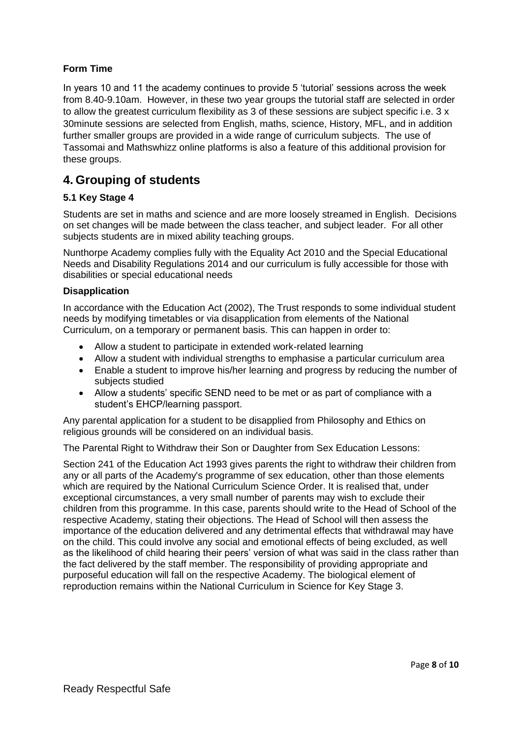**Form Time**

In years 10 and 11 the academy continues to provide 5 'tutorial' sessions across the week from 8.40-9.10am. However, in these two year groups the tutorial staff are selected in order to allow the greatest curriculum flexibility as 3 of these sessions are subject specific i.e. 3 x 30minute sessions are selected from English, maths, science, History, MFL, and in addition further smaller groups are provided in a wide range of curriculum subjects. The use of Tassomai and Mathswhizz online platforms is also a feature of this additional provision for these groups.

## 4. Grouping of students

### 5.1 Key Stage 4

Students are set in maths and science and are more loosely streamed in English. Decisions on set changes will be made between the class teacher, and subject leader. For all other subjects students are in mixed ability teaching groups.

Nunthorpe Academy complies fully with the Equality Act 2010 and the Special Educational Needs and Disability Regulations 2014 and our curriculum is fully accessible for those with disabilities or special educational needs

**Disapplication**

In accordance with the Education Act (2002), The Trust responds to some individual student needs by modifying timetables or via disapplication from elements of the National Curriculum, on a temporary or permanent basis. This can happen in order to:

- Allow a student to participate in extended work-related learning
- Allow a student with individual strengths to emphasise a particular curriculum area
- Enable a student to improve his/her learning and progress by reducing the number of subjects studied
- Allow a students' specific SEND need to be met or as part of compliance with a student's EHCP/learning passport.

Any parental application for a student to be disapplied from Philosophy and Ethics on religious grounds will be considered on an individual basis.

The Parental Right to Withdraw their Son or Daughter from Sex Education Lessons:

Section 241 of the Education Act 1993 gives parents the right to withdraw their children from any or all parts of the Academy's programme of sex education, other than those elements which are required by the National Curriculum Science Order. It is realised that, under exceptional circumstances, a very small number of parents may wish to exclude their children from this programme. In this case, parents should write to the Head of School of the respective Academy, stating their objections. The Head of School will then assess the importance of the education delivered and any detrimental effects that withdrawal may have on the child. This could involve any social and emotional effects of being excluded, as well as the likelihood of child hearing their peers' version of what was said in the class rather than the fact delivered by the staff member. The responsibility of providing appropriate and purposeful education will fall on the respective Academy. The biological element of reproduction remains within the National Curriculum in Science for Key Stage 3.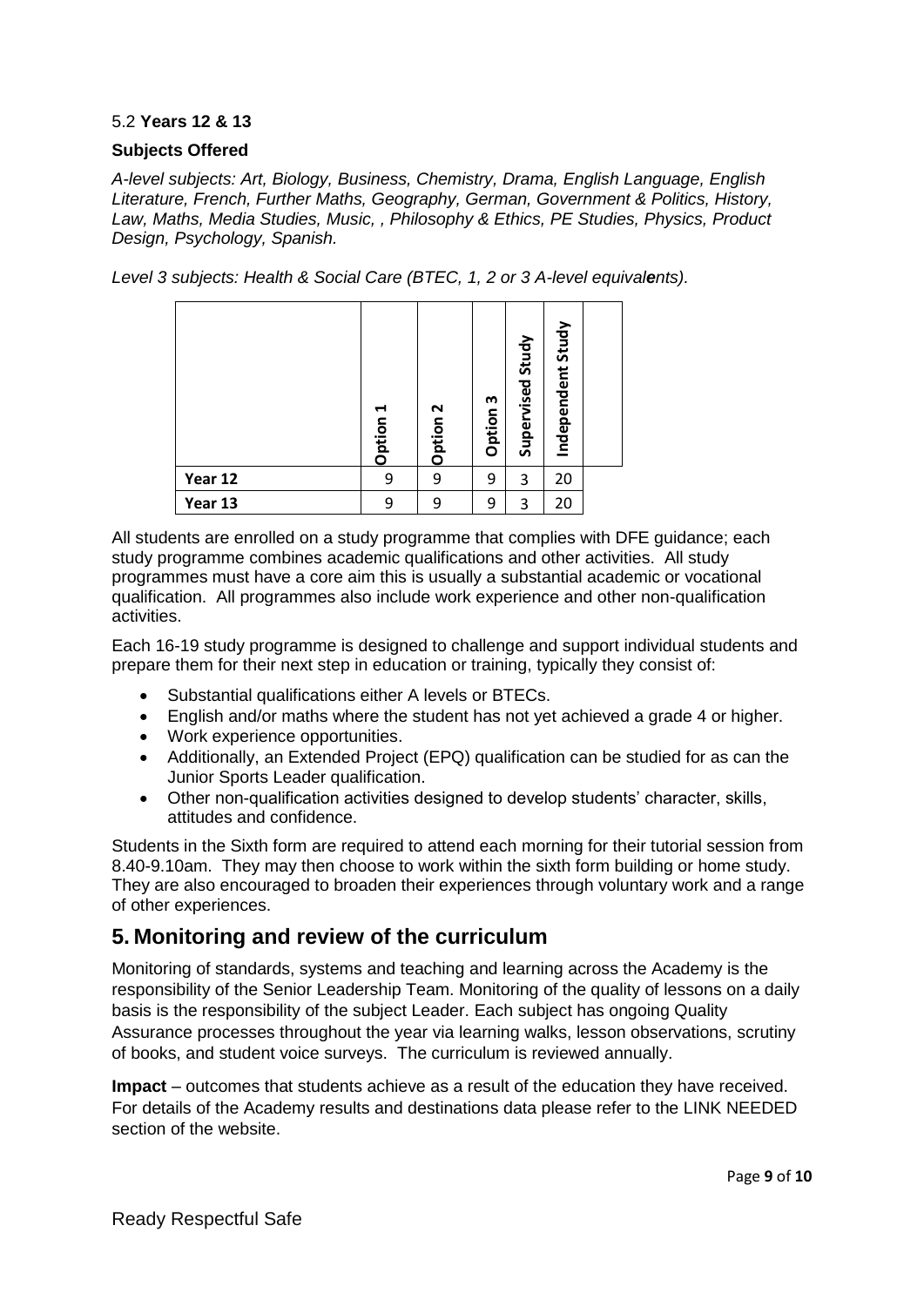5.2 **Years 12 & 13**

**Subjects Offered**

*A-level subjects: Art, Biology, Business, Chemistry, Drama, English Language, English Literature, French, Further Maths, Geography, German, Government & Politics, History, Law, Maths, Media Studies, Music, , Philosophy & Ethics, PE Studies, Physics, Product Design, Psychology, Spanish.*

*Level 3 subjects: Health & Social Care (BTEC, 1, 2 or 3 A-level equivalents).*

| | Option 1 | Option 2 | Option 3 | Supervised Study | Independent Study | |
|---|---|---|---|---|---|---|
| **Year 12** | 9 | 9 | 9 | 3 | 20 | |
| **Year 13** | 9 | 9 | 9 | 3 | 20 | |

All students are enrolled on a study programme that complies with DFE guidance; each study programme combines academic qualifications and other activities. All study programmes must have a core aim this is usually a substantial academic or vocational qualification. All programmes also include work experience and other non-qualification activities.

Each 16-19 study programme is designed to challenge and support individual students and prepare them for their next step in education or training, typically they consist of:

- Substantial qualifications either A levels or BTECs.
- English and/or maths where the student has not yet achieved a grade 4 or higher.
- Work experience opportunities.
- Additionally, an Extended Project (EPQ) qualification can be studied for as can the Junior Sports Leader qualification.
- Other non-qualification activities designed to develop students' character, skills, attitudes and confidence.

Students in the Sixth form are required to attend each morning for their tutorial session from 8.40-9.10am. They may then choose to work within the sixth form building or home study. They are also encouraged to broaden their experiences through voluntary work and a range of other experiences.

## 5. Monitoring and review of the curriculum

Monitoring of standards, systems and teaching and learning across the Academy is the responsibility of the Senior Leadership Team. Monitoring of the quality of lessons on a daily basis is the responsibility of the subject Leader. Each subject has ongoing Quality Assurance processes throughout the year via learning walks, lesson observations, scrutiny of books, and student voice surveys. The curriculum is reviewed annually.

**Impact** – outcomes that students achieve as a result of the education they have received. For details of the Academy results and destinations data please refer to the LINK NEEDED section of the website.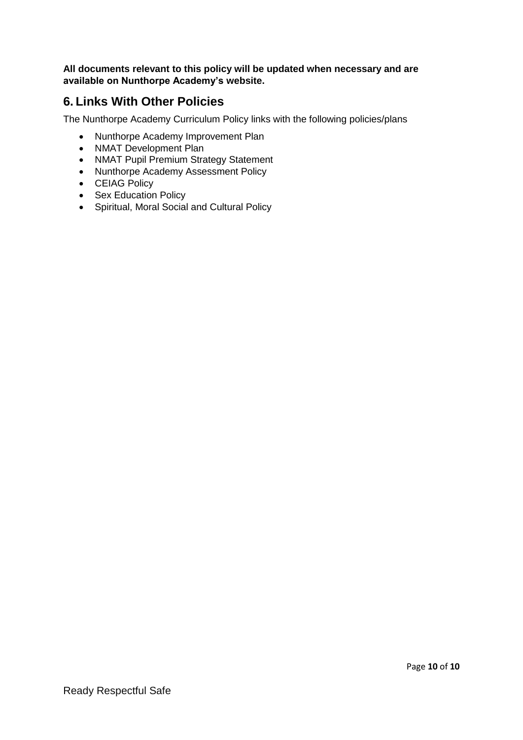**All documents relevant to this policy will be updated when necessary and are available on Nunthorpe Academy's website.**

## 6. Links With Other Policies

The Nunthorpe Academy Curriculum Policy links with the following policies/plans

- Nunthorpe Academy Improvement Plan
- NMAT Development Plan
- NMAT Pupil Premium Strategy Statement
- Nunthorpe Academy Assessment Policy
- CEIAG Policy
- Sex Education Policy
- Spiritual, Moral Social and Cultural Policy